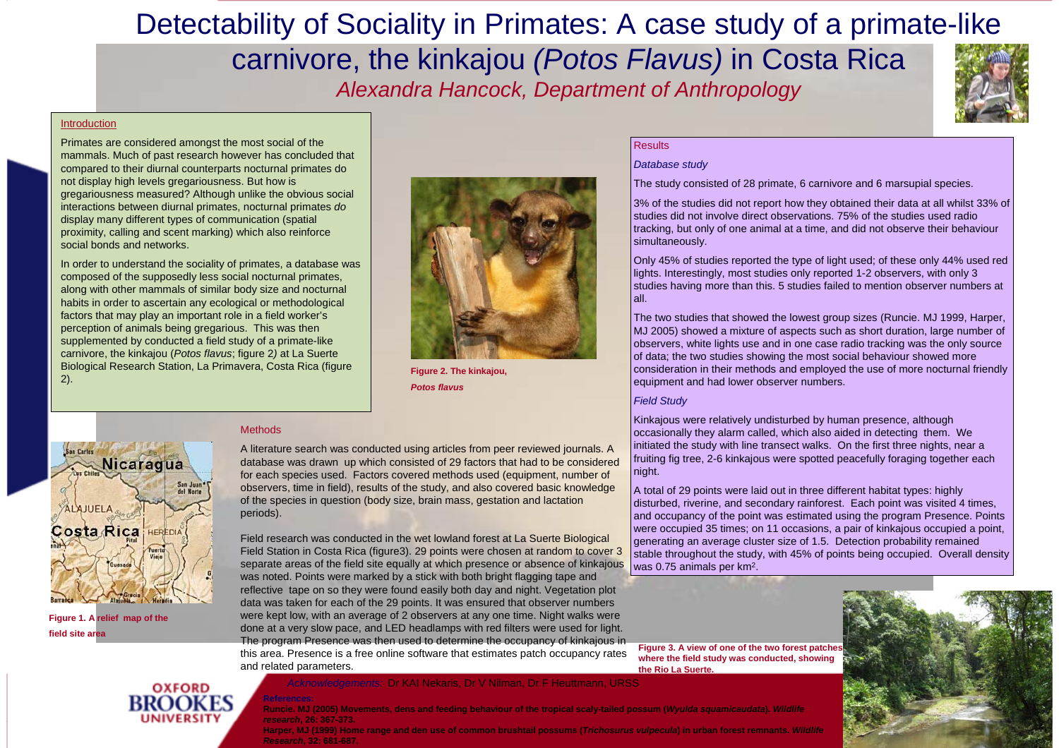# Detectability of Sociality in Primates: A case study of a primate-like carnivore, the kinkajou *(Potos Flavus)* in Costa Rica

*Alexandra Hancock, Department of Anthropology*

## Introduction

Primates are considered amongst the most social of the mammals. Much of past research however has concluded that compared to their diurnal counterparts nocturnal primates do not display high levels gregariousness. But how is gregariousness measured? Although unlike the obvious social interactions between diurnal primates, nocturnal primates *do* display many different types of communication (spatial proximity, calling and scent marking) which also reinforce social bonds and networks.

In order to understand the sociality of primates, a database was composed of the supposedly less social nocturnal primates, along with other mammals of similar body size and nocturnal habits in order to ascertain any ecological or methodological factors that may play an important role in a field worker's perception of animals being gregarious. This was then supplemented by conducted a field study of a primate-like carnivore, the kinkajou (*Potos flavus*; figure 2*)* at La Suerte Biological Research Station, La Primavera, Costa Rica (figure 2).

**Figure 2. The kinkajou, *Potos flavus***

**Figure 1. A relief map of the field site area**

## Methods

A literature search was conducted using articles from peer reviewed journals. A database was drawn up which consisted of 29 factors that had to be considered for each species used. Factors covered methods used (equipment, number of observers, time in field), results of the study, and also covered basic knowledge of the species in question (body size, brain mass, gestation and lactation periods).

Field research was conducted in the wet lowland forest at La Suerte Biological Field Station in Costa Rica (figure3). 29 points were chosen at random to cover 3 separate areas of the field site equally at which presence or absence of kinkajous was noted. Points were marked by a stick with both bright flagging tape and reflective tape on so they were found easily both day and night. Vegetation plot data was taken for each of the 29 points. It was ensured that observer numbers were kept low, with an average of 2 observers at any one time. Night walks were done at a very slow pace, and LED headlamps with red filters were used for light. The program Presence was then used to determine the occupancy of kinkajous in this area. Presence is a free online software that estimates patch occupancy rates and related parameters.

## Results

### *Database study*

The study consisted of 28 primate, 6 carnivore and 6 marsupial species.

3% of the studies did not report how they obtained their data at all whilst 33% of studies did not involve direct observations. 75% of the studies used radio tracking, but only of one animal at a time, and did not observe their behaviour simultaneously.

Only 45% of studies reported the type of light used; of these only 44% used red lights. Interestingly, most studies only reported 1-2 observers, with only 3 studies having more than this. 5 studies failed to mention observer numbers at all.

The two studies that showed the lowest group sizes (Runcie. MJ 1999, Harper, MJ 2005) showed a mixture of aspects such as short duration, large number of observers, white lights use and in one case radio tracking was the only source of data; the two studies showing the most social behaviour showed more consideration in their methods and employed the use of more nocturnal friendly equipment and had lower observer numbers.

### *Field Study*

Kinkajous were relatively undisturbed by human presence, although occasionally they alarm called, which also aided in detecting them. We initiated the study with line transect walks. On the first three nights, near a fruiting fig tree, 2-6 kinkajous were spotted peacefully foraging together each night.

A total of 29 points were laid out in three different habitat types: highly disturbed, riverine, and secondary rainforest. Each point was visited 4 times, and occupancy of the point was estimated using the program Presence. Points were occupied 35 times; on 11 occasions, a pair of kinkajous occupied a point, generating an average cluster size of 1.5. Detection probability remained stable throughout the study, with 45% of points being occupied. Overall density was 0.75 animals per km².

**Figure 3. A view of one of the two forest patches where the field study was conducted, showing the Rio La Suerte.**

*Acknowledgements:* Dr KAI Nekaris, Dr V Nilman, Dr F Heuttmann, URSS

**References:**

**Runcie. MJ (2005) Movements, dens and feeding behaviour of the tropical scaly-tailed possum (*Wyulda squamicaudata*). *Wildlife research*, 26: 367-373.**

**Harper, MJ (1999) Home range and den use of common brushtail possums (*Trichosurus vulpecula*) in urban forest remnants. *Wildlife Research*, 32: 681-687.**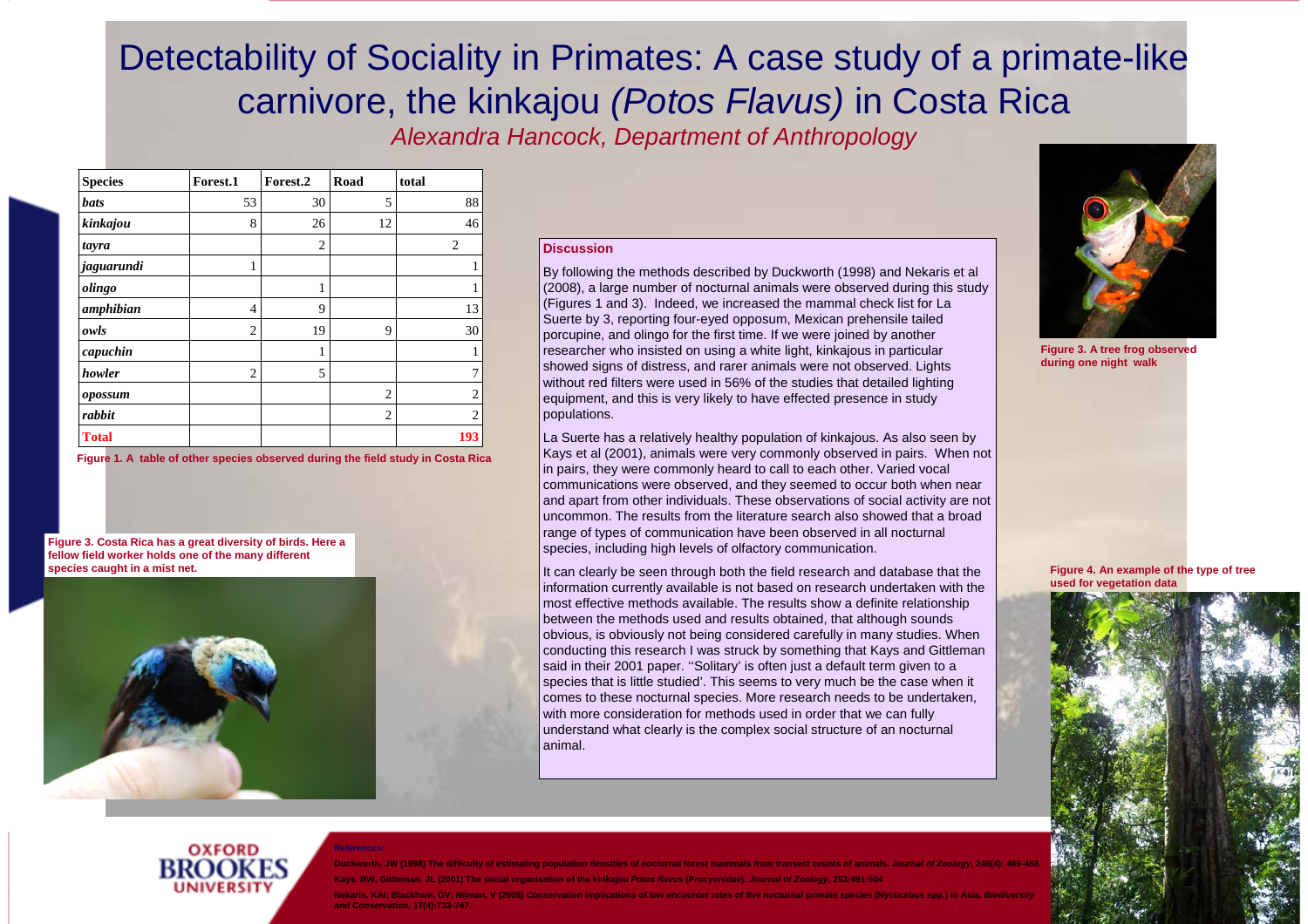# Detectability of Sociality in Primates: A case study of a primate-like carnivore, the kinkajou *(Potos Flavus)* in Costa Rica

*Alexandra Hancock, Department of Anthropology*

| Species | Forest.1 | Forest.2 | Road | total |
|---|---|---|---|---|
| *bats* | 53 | 30 | 5 | 88 |
| *kinkajou* | 8 | 26 | 12 | 46 |
| *tayra* | | 2 | | 2 |
| *jaguarundi* | 1 | | | 1 |
| *olingo* | | 1 | | 1 |
| *amphibian* | 4 | 9 | | 13 |
| *owls* | 2 | 19 | 9 | 30 |
| *capuchin* | | 1 | | 1 |
| *howler* | 2 | 5 | | 7 |
| *opossum* | | | 2 | 2 |
| *rabbit* | | | 2 | 2 |
| **Total** | | | | **193** |

**Figure 1. A table of other species observed during the field study in Costa Rica**

**Figure 3. Costa Rica has a great diversity of birds. Here a fellow field worker holds one of the many different species caught in a mist net.**

## Discussion

By following the methods described by Duckworth (1998) and Nekaris et al (2008), a large number of nocturnal animals were observed during this study (Figures 1 and 3). Indeed, we increased the mammal check list for La Suerte by 3, reporting four-eyed opposum, Mexican prehensile tailed porcupine, and olingo for the first time. If we were joined by another researcher who insisted on using a white light, kinkajous in particular showed signs of distress, and rarer animals were not observed. Lights without red filters were used in 56% of the studies that detailed lighting equipment, and this is very likely to have effected presence in study populations.

La Suerte has a relatively healthy population of kinkajous. As also seen by Kays et al (2001), animals were very commonly observed in pairs. When not in pairs, they were commonly heard to call to each other. Varied vocal communications were observed, and they seemed to occur both when near and apart from other individuals. These observations of social activity are not uncommon. The results from the literature search also showed that a broad range of types of communication have been observed in all nocturnal species, including high levels of olfactory communication.

It can clearly be seen through both the field research and database that the information currently available is not based on research undertaken with the most effective methods available. The results show a definite relationship between the methods used and results obtained, that although sounds obvious, is obviously not being considered carefully in many studies. When conducting this research I was struck by something that Kays and Gittleman said in their 2001 paper. ''Solitary' is often just a default term given to a species that is little studied'. This seems to very much be the case when it comes to these nocturnal species. More research needs to be undertaken, with more consideration for methods used in order that we can fully understand what clearly is the complex social structure of an nocturnal animal.

**Figure 3. A tree frog observed during one night walk**

**Figure 4. An example of the type of tree used for vegetation data**

OXFORD BROOKES UNIVERSITY

**References:**

Duckworth, JW (1998) The difficulty of estimating population densities of nocturnal forest mammals from transect counts of animals. *Journal of Zoology*, 246(4): 466-468.

Kays, RW, Gittleman, JL (2001) The social organisation of the kinkajou *Potos flavus* (Procyonidae). *Journal of Zoology*, 253:491-504

Nekaris, KAI, Blackham, GV, Nijman, V (2008) Conservation implications of low encounter rates of five nocturnal primate species (Nycticebus spp.) in Asia. *Biodiversity and Conservation*, 17(4):733-747.